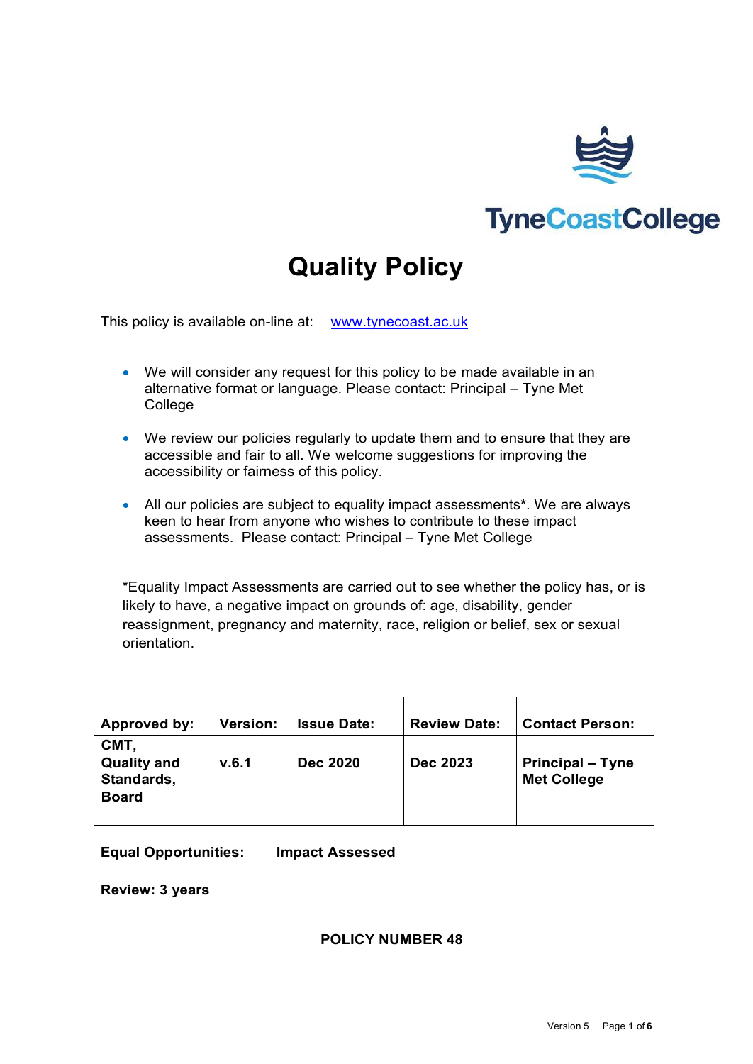TyneCoastCollege

# Quality Policy

This policy is available on-line at: [www.tynecoast.ac.uk](http://www.tynecoast.ac.uk)

- We will consider any request for this policy to be made available in an alternative format or language. Please contact: Principal – Tyne Met College
- We review our policies regularly to update them and to ensure that they are accessible and fair to all. We welcome suggestions for improving the accessibility or fairness of this policy.
- All our policies are subject to equality impact assessments**\***. We are always keen to hear from anyone who wishes to contribute to these impact assessments. Please contact: Principal – Tyne Met College

*Equality Impact Assessments are carried out to see whether the policy has, or is likely to have, a negative impact on grounds of: age, disability, gender reassignment, pregnancy and maternity, race, religion or belief, sex or sexual orientation.

| Approved by: | Version: | Issue Date: | Review Date: | Contact Person: |
|---|---|---|---|---|
| **CMT, Quality and Standards, Board** | **v.6.1** | **Dec 2020** | **Dec 2023** | **Principal – Tyne Met College** |

**Equal Opportunities:** **Impact Assessed**

**Review: 3 years**

**POLICY NUMBER 48**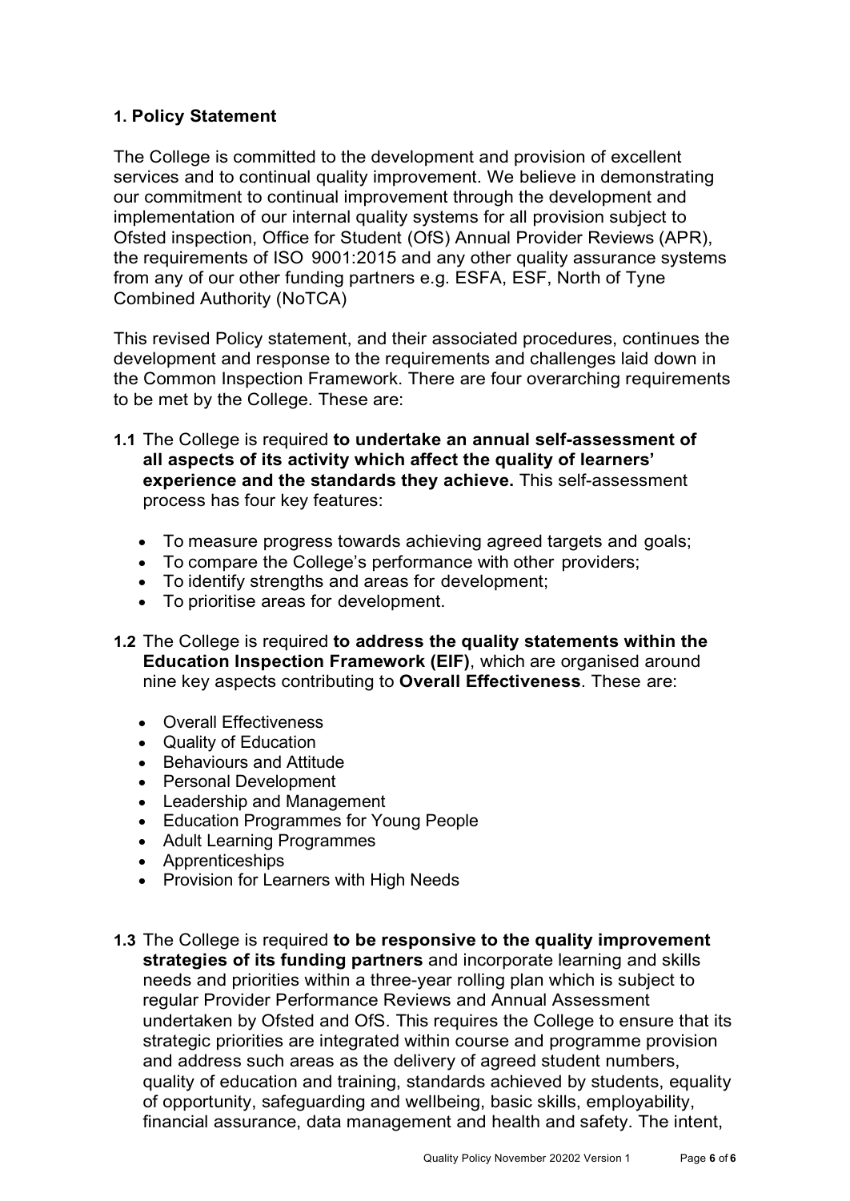## 1. Policy Statement

The College is committed to the development and provision of excellent services and to continual quality improvement. We believe in demonstrating our commitment to continual improvement through the development and implementation of our internal quality systems for all provision subject to Ofsted inspection, Office for Student (OfS) Annual Provider Reviews (APR), the requirements of ISO 9001:2015 and any other quality assurance systems from any of our other funding partners e.g. ESFA, ESF, North of Tyne Combined Authority (NoTCA)

This revised Policy statement, and their associated procedures, continues the development and response to the requirements and challenges laid down in the Common Inspection Framework. There are four overarching requirements to be met by the College. These are:

**1.1** The College is required **to undertake an annual self-assessment of all aspects of its activity which affect the quality of learners' experience and the standards they achieve.** This self-assessment process has four key features:

- To measure progress towards achieving agreed targets and goals;
- To compare the College's performance with other providers;
- To identify strengths and areas for development;
- To prioritise areas for development.

**1.2** The College is required **to address the quality statements within the Education Inspection Framework (EIF)**, which are organised around nine key aspects contributing to **Overall Effectiveness**. These are:

- Overall Effectiveness
- Quality of Education
- Behaviours and Attitude
- Personal Development
- Leadership and Management
- Education Programmes for Young People
- Adult Learning Programmes
- Apprenticeships
- Provision for Learners with High Needs

**1.3** The College is required **to be responsive to the quality improvement strategies of its funding partners** and incorporate learning and skills needs and priorities within a three-year rolling plan which is subject to regular Provider Performance Reviews and Annual Assessment undertaken by Ofsted and OfS. This requires the College to ensure that its strategic priorities are integrated within course and programme provision and address such areas as the delivery of agreed student numbers, quality of education and training, standards achieved by students, equality of opportunity, safeguarding and wellbeing, basic skills, employability, financial assurance, data management and health and safety. The intent,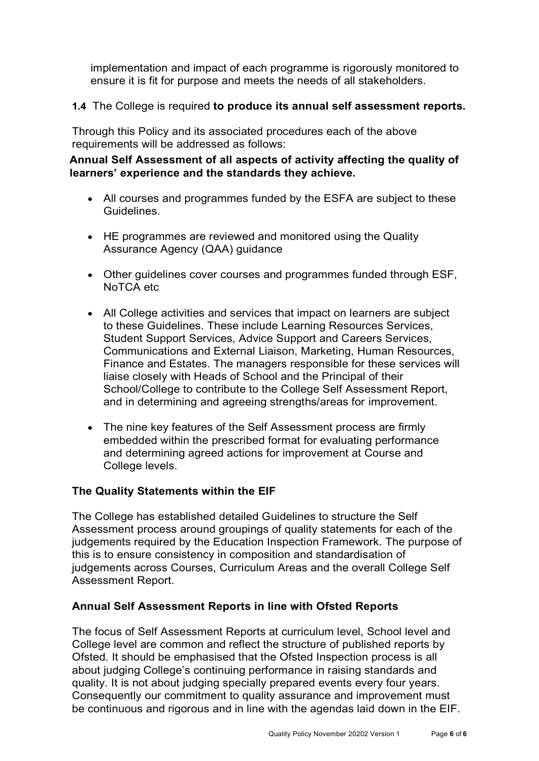implementation and impact of each programme is rigorously monitored to ensure it is fit for purpose and meets the needs of all stakeholders.

**1.4** The College is required **to produce its annual self assessment reports.**

Through this Policy and its associated procedures each of the above requirements will be addressed as follows:

**Annual Self Assessment of all aspects of activity affecting the quality of learners' experience and the standards they achieve.**

- All courses and programmes funded by the ESFA are subject to these Guidelines.
- HE programmes are reviewed and monitored using the Quality Assurance Agency (QAA) guidance
- Other guidelines cover courses and programmes funded through ESF, NoTCA etc
- All College activities and services that impact on learners are subject to these Guidelines. These include Learning Resources Services, Student Support Services, Advice Support and Careers Services, Communications and External Liaison, Marketing, Human Resources, Finance and Estates. The managers responsible for these services will liaise closely with Heads of School and the Principal of their School/College to contribute to the College Self Assessment Report, and in determining and agreeing strengths/areas for improvement.
- The nine key features of the Self Assessment process are firmly embedded within the prescribed format for evaluating performance and determining agreed actions for improvement at Course and College levels.

**The Quality Statements within the EIF**

The College has established detailed Guidelines to structure the Self Assessment process around groupings of quality statements for each of the judgements required by the Education Inspection Framework. The purpose of this is to ensure consistency in composition and standardisation of judgements across Courses, Curriculum Areas and the overall College Self Assessment Report.

**Annual Self Assessment Reports in line with Ofsted Reports**

The focus of Self Assessment Reports at curriculum level, School level and College level are common and reflect the structure of published reports by Ofsted. It should be emphasised that the Ofsted Inspection process is all about judging College's continuing performance in raising standards and quality. It is not about judging specially prepared events every four years. Consequently our commitment to quality assurance and improvement must be continuous and rigorous and in line with the agendas laid down in the EIF.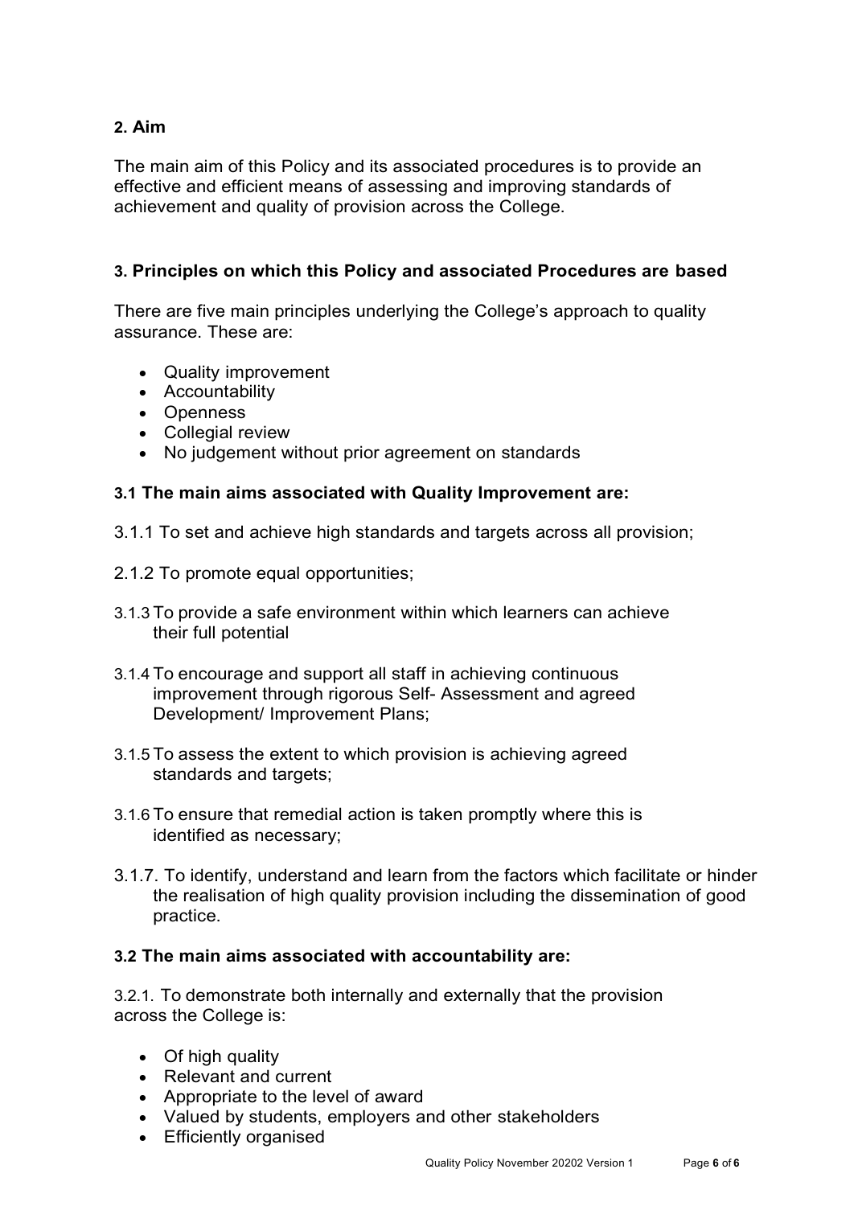## 2. Aim

The main aim of this Policy and its associated procedures is to provide an effective and efficient means of assessing and improving standards of achievement and quality of provision across the College.

## 3. Principles on which this Policy and associated Procedures are based

There are five main principles underlying the College's approach to quality assurance. These are:

- Quality improvement
- Accountability
- Openness
- Collegial review
- No judgement without prior agreement on standards

### 3.1 The main aims associated with Quality Improvement are:

3.1.1 To set and achieve high standards and targets across all provision;

2.1.2 To promote equal opportunities;

3.1.3 To provide a safe environment within which learners can achieve their full potential

3.1.4 To encourage and support all staff in achieving continuous improvement through rigorous Self- Assessment and agreed Development/ Improvement Plans;

3.1.5 To assess the extent to which provision is achieving agreed standards and targets;

3.1.6 To ensure that remedial action is taken promptly where this is identified as necessary;

3.1.7. To identify, understand and learn from the factors which facilitate or hinder the realisation of high quality provision including the dissemination of good practice.

### 3.2 The main aims associated with accountability are:

3.2.1. To demonstrate both internally and externally that the provision across the College is:

- Of high quality
- Relevant and current
- Appropriate to the level of award
- Valued by students, employers and other stakeholders
- Efficiently organised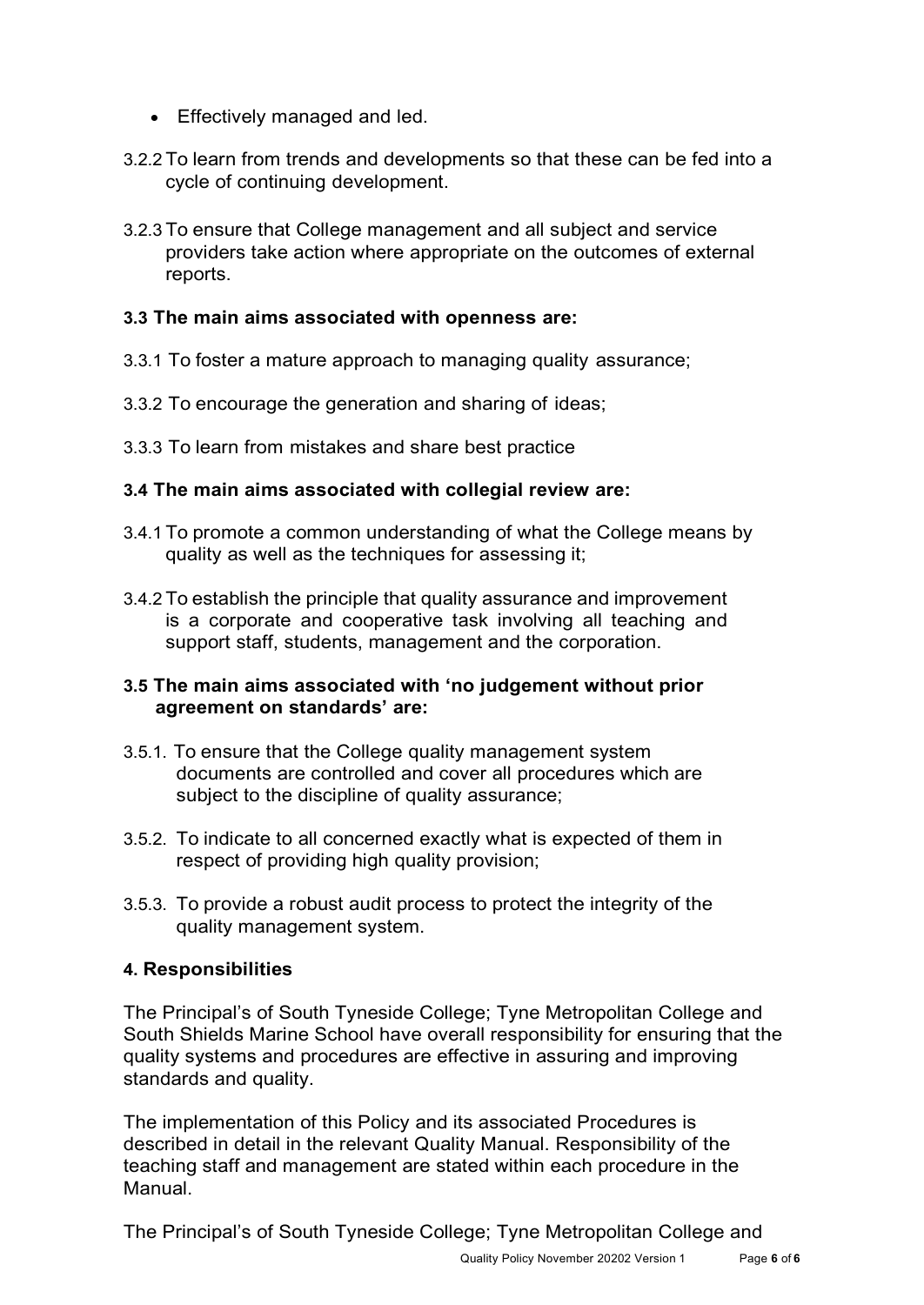- Effectively managed and led.

3.2.2 To learn from trends and developments so that these can be fed into a cycle of continuing development.

3.2.3 To ensure that College management and all subject and service providers take action where appropriate on the outcomes of external reports.

### 3.3 The main aims associated with openness are:

3.3.1 To foster a mature approach to managing quality assurance;

3.3.2 To encourage the generation and sharing of ideas;

3.3.3 To learn from mistakes and share best practice

### 3.4 The main aims associated with collegial review are:

3.4.1 To promote a common understanding of what the College means by quality as well as the techniques for assessing it;

3.4.2 To establish the principle that quality assurance and improvement is a corporate and cooperative task involving all teaching and support staff, students, management and the corporation.

### 3.5 The main aims associated with 'no judgement without prior agreement on standards' are:

3.5.1. To ensure that the College quality management system documents are controlled and cover all procedures which are subject to the discipline of quality assurance;

3.5.2. To indicate to all concerned exactly what is expected of them in respect of providing high quality provision;

3.5.3. To provide a robust audit process to protect the integrity of the quality management system.

## 4. Responsibilities

The Principal's of South Tyneside College; Tyne Metropolitan College and South Shields Marine School have overall responsibility for ensuring that the quality systems and procedures are effective in assuring and improving standards and quality.

The implementation of this Policy and its associated Procedures is described in detail in the relevant Quality Manual. Responsibility of the teaching staff and management are stated within each procedure in the Manual.

The Principal's of South Tyneside College; Tyne Metropolitan College and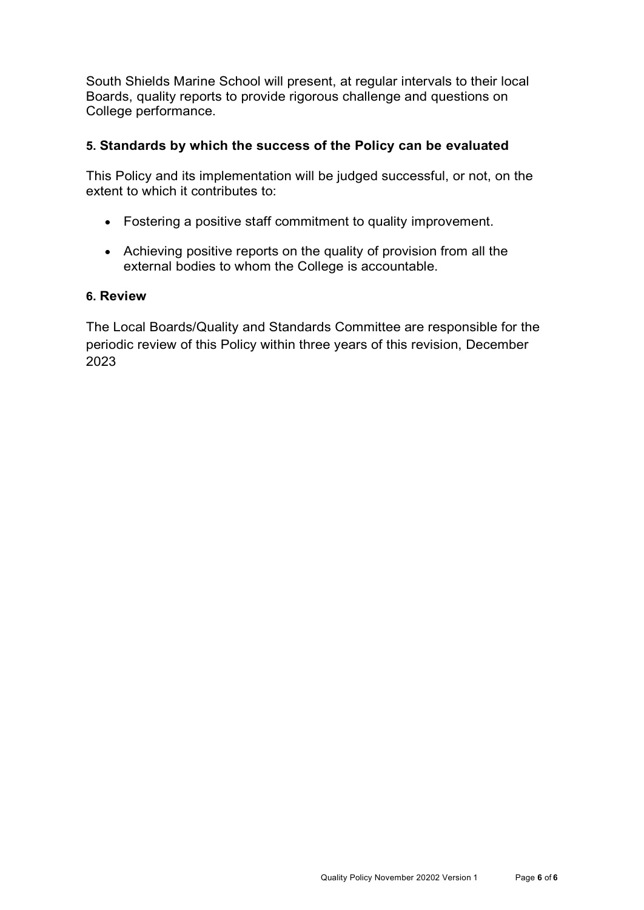South Shields Marine School will present, at regular intervals to their local Boards, quality reports to provide rigorous challenge and questions on College performance.

### 5. Standards by which the success of the Policy can be evaluated

This Policy and its implementation will be judged successful, or not, on the extent to which it contributes to:

- Fostering a positive staff commitment to quality improvement.
- Achieving positive reports on the quality of provision from all the external bodies to whom the College is accountable.

### 6. Review

The Local Boards/Quality and Standards Committee are responsible for the periodic review of this Policy within three years of this revision, December 2023